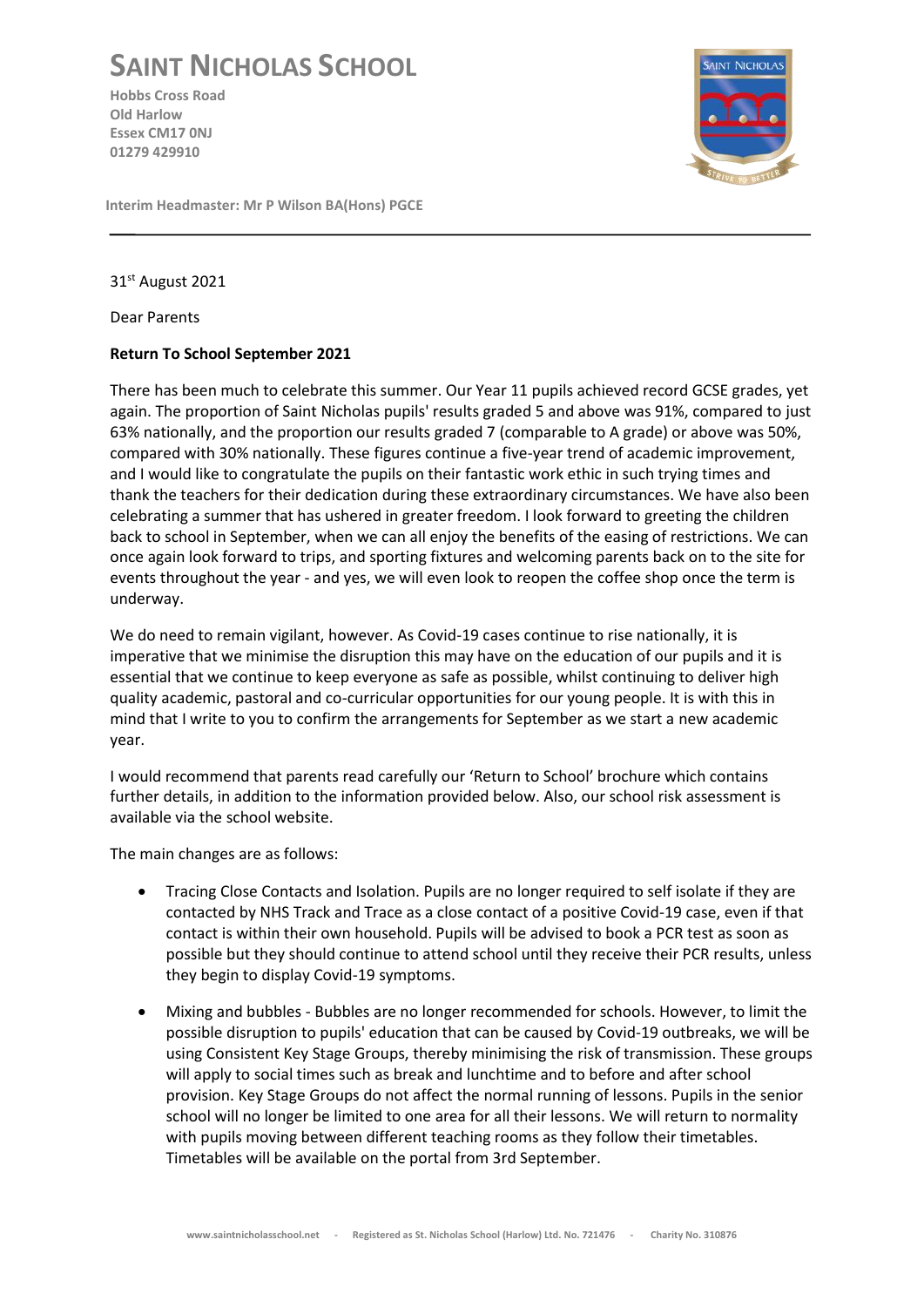# SAINT NICHOLAS SCHOOL

**Hobbs Cross Road**
**Old Harlow**
**Essex CM17 0NJ**
**01279 429910**

**Interim Headmaster: Mr P Wilson BA(Hons) PGCE**

31st August 2021

Dear Parents

**Return To School September 2021**

There has been much to celebrate this summer. Our Year 11 pupils achieved record GCSE grades, yet again. The proportion of Saint Nicholas pupils' results graded 5 and above was 91%, compared to just 63% nationally, and the proportion our results graded 7 (comparable to A grade) or above was 50%, compared with 30% nationally. These figures continue a five-year trend of academic improvement, and I would like to congratulate the pupils on their fantastic work ethic in such trying times and thank the teachers for their dedication during these extraordinary circumstances. We have also been celebrating a summer that has ushered in greater freedom. I look forward to greeting the children back to school in September, when we can all enjoy the benefits of the easing of restrictions. We can once again look forward to trips, and sporting fixtures and welcoming parents back on to the site for events throughout the year - and yes, we will even look to reopen the coffee shop once the term is underway.

We do need to remain vigilant, however. As Covid-19 cases continue to rise nationally, it is imperative that we minimise the disruption this may have on the education of our pupils and it is essential that we continue to keep everyone as safe as possible, whilst continuing to deliver high quality academic, pastoral and co-curricular opportunities for our young people. It is with this in mind that I write to you to confirm the arrangements for September as we start a new academic year.

I would recommend that parents read carefully our 'Return to School' brochure which contains further details, in addition to the information provided below. Also, our school risk assessment is available via the school website.

The main changes are as follows:

- Tracing Close Contacts and Isolation. Pupils are no longer required to self isolate if they are contacted by NHS Track and Trace as a close contact of a positive Covid-19 case, even if that contact is within their own household. Pupils will be advised to book a PCR test as soon as possible but they should continue to attend school until they receive their PCR results, unless they begin to display Covid-19 symptoms.

- Mixing and bubbles - Bubbles are no longer recommended for schools. However, to limit the possible disruption to pupils' education that can be caused by Covid-19 outbreaks, we will be using Consistent Key Stage Groups, thereby minimising the risk of transmission. These groups will apply to social times such as break and lunchtime and to before and after school provision. Key Stage Groups do not affect the normal running of lessons. Pupils in the senior school will no longer be limited to one area for all their lessons. We will return to normality with pupils moving between different teaching rooms as they follow their timetables. Timetables will be available on the portal from 3rd September.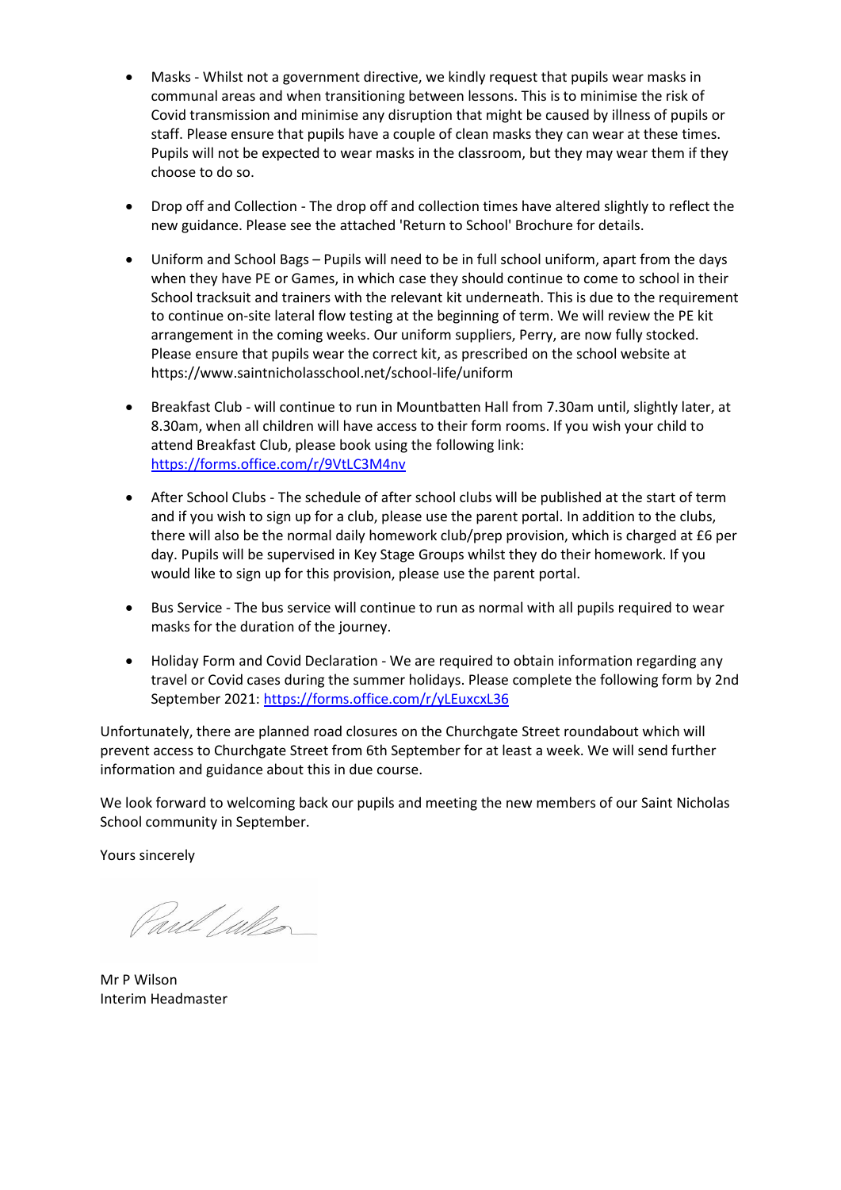- Masks - Whilst not a government directive, we kindly request that pupils wear masks in communal areas and when transitioning between lessons. This is to minimise the risk of Covid transmission and minimise any disruption that might be caused by illness of pupils or staff. Please ensure that pupils have a couple of clean masks they can wear at these times. Pupils will not be expected to wear masks in the classroom, but they may wear them if they choose to do so.

- Drop off and Collection - The drop off and collection times have altered slightly to reflect the new guidance. Please see the attached 'Return to School' Brochure for details.

- Uniform and School Bags – Pupils will need to be in full school uniform, apart from the days when they have PE or Games, in which case they should continue to come to school in their School tracksuit and trainers with the relevant kit underneath. This is due to the requirement to continue on-site lateral flow testing at the beginning of term. We will review the PE kit arrangement in the coming weeks. Our uniform suppliers, Perry, are now fully stocked. Please ensure that pupils wear the correct kit, as prescribed on the school website at https://www.saintnicholasschool.net/school-life/uniform

- Breakfast Club - will continue to run in Mountbatten Hall from 7.30am until, slightly later, at 8.30am, when all children will have access to their form rooms. If you wish your child to attend Breakfast Club, please book using the following link: https://forms.office.com/r/9VtLC3M4nv

- After School Clubs - The schedule of after school clubs will be published at the start of term and if you wish to sign up for a club, please use the parent portal. In addition to the clubs, there will also be the normal daily homework club/prep provision, which is charged at £6 per day. Pupils will be supervised in Key Stage Groups whilst they do their homework. If you would like to sign up for this provision, please use the parent portal.

- Bus Service - The bus service will continue to run as normal with all pupils required to wear masks for the duration of the journey.

- Holiday Form and Covid Declaration - We are required to obtain information regarding any travel or Covid cases during the summer holidays. Please complete the following form by 2nd September 2021: https://forms.office.com/r/yLEuxcxL36

Unfortunately, there are planned road closures on the Churchgate Street roundabout which will prevent access to Churchgate Street from 6th September for at least a week. We will send further information and guidance about this in due course.

We look forward to welcoming back our pupils and meeting the new members of our Saint Nicholas School community in September.

Yours sincerely

Mr P Wilson
Interim Headmaster